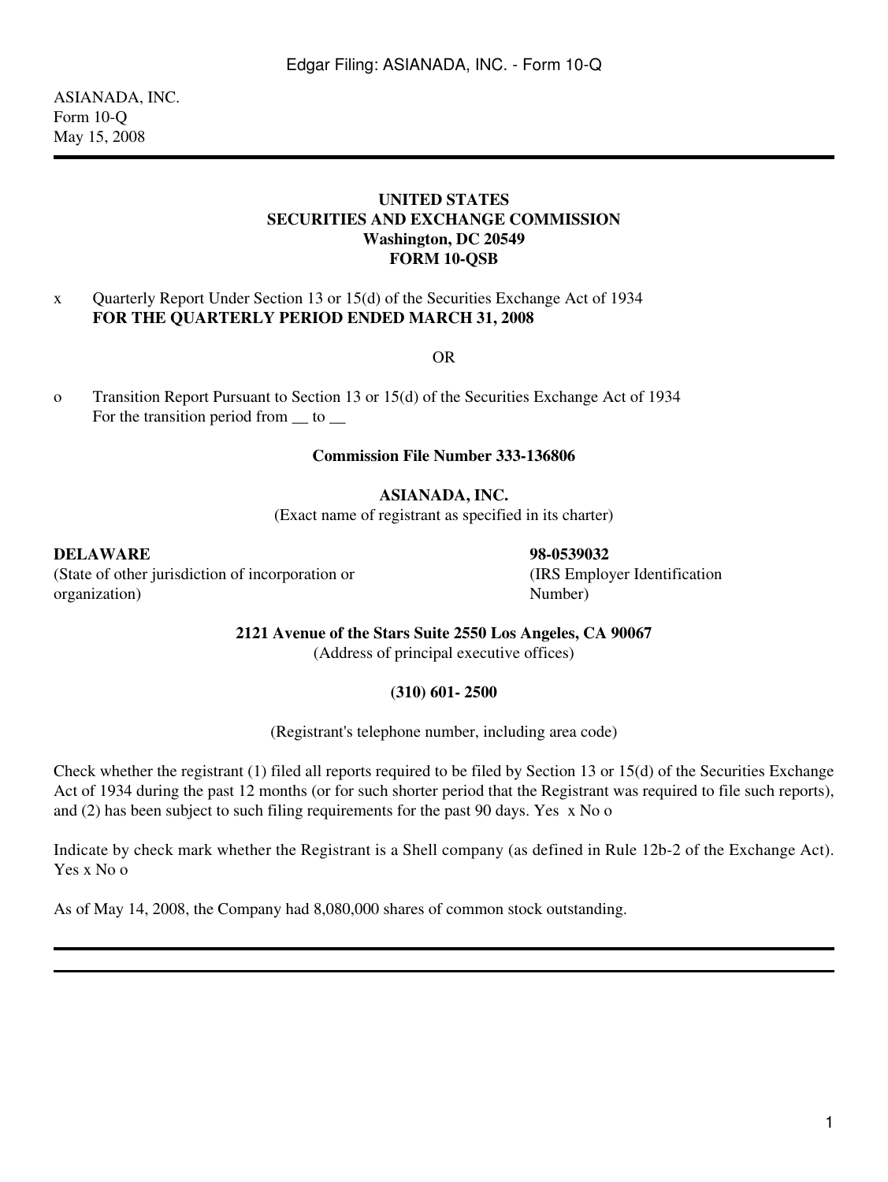ASIANADA, INC.
Form 10-Q
May 15, 2008

---

**UNITED STATES**
**SECURITIES AND EXCHANGE COMMISSION**
**Washington, DC 20549**
**FORM 10-QSB**

x Quarterly Report Under Section 13 or 15(d) of the Securities Exchange Act of 1934
**FOR THE QUARTERLY PERIOD ENDED MARCH 31, 2008**

OR

o Transition Report Pursuant to Section 13 or 15(d) of the Securities Exchange Act of 1934
For the transition period from __ to __

**Commission File Number 333-136806**

**ASIANADA, INC.**
(Exact name of registrant as specified in its charter)

| | |
|---|---|
| **DELAWARE** | **98-0539032** |
| (State of other jurisdiction of incorporation or organization) | (IRS Employer Identification Number) |

**2121 Avenue of the Stars Suite 2550 Los Angeles, CA 90067**
(Address of principal executive offices)

**(310) 601- 2500**

(Registrant's telephone number, including area code)

Check whether the registrant (1) filed all reports required to be filed by Section 13 or 15(d) of the Securities Exchange Act of 1934 during the past 12 months (or for such shorter period that the Registrant was required to file such reports), and (2) has been subject to such filing requirements for the past 90 days. Yes x No o

Indicate by check mark whether the Registrant is a Shell company (as defined in Rule 12b-2 of the Exchange Act). Yes x No o

As of May 14, 2008, the Company had 8,080,000 shares of common stock outstanding.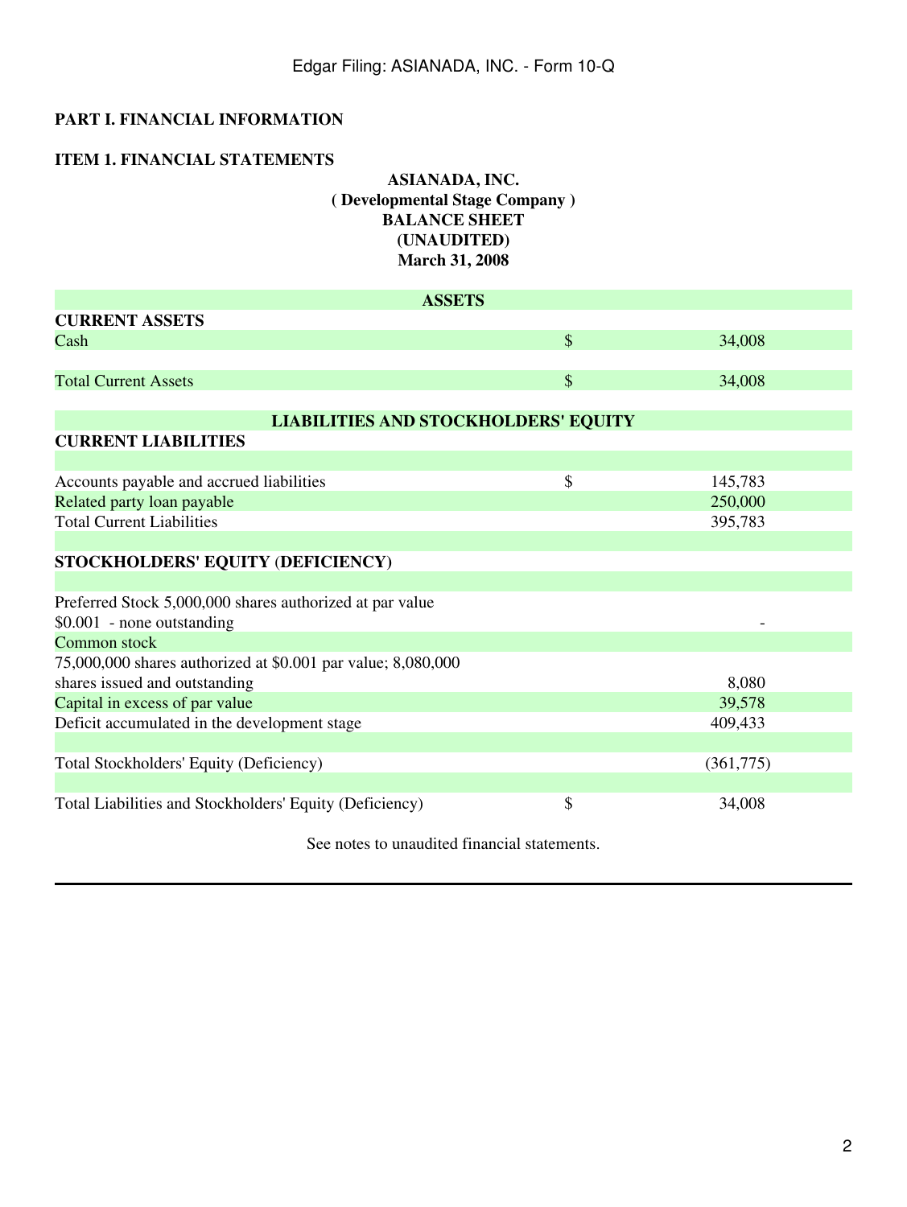## PART I. FINANCIAL INFORMATION

## ITEM 1. FINANCIAL STATEMENTS

**ASIANADA, INC.**
**( Developmental Stage Company )**
**BALANCE SHEET**
**(UNAUDITED)**
**March 31, 2008**

| | | |
|---|---|---|
| **ASSETS** | | |
| **CURRENT ASSETS** | | |
| Cash | $ | 34,008 |
| | | |
| Total Current Assets | $ | 34,008 |
| | | |
| **LIABILITIES AND STOCKHOLDERS' EQUITY** | | |
| **CURRENT LIABILITIES** | | |
| | | |
| Accounts payable and accrued liabilities | $ | 145,783 |
| Related party loan payable | | 250,000 |
| Total Current Liabilities | | 395,783 |
| | | |
| **STOCKHOLDERS' EQUITY (DEFICIENCY)** | | |
| | | |
| Preferred Stock 5,000,000 shares authorized at par value $0.001 - none outstanding | | - |
| Common stock | | |
| 75,000,000 shares authorized at $0.001 par value; 8,080,000 shares issued and outstanding | | 8,080 |
| Capital in excess of par value | | 39,578 |
| Deficit accumulated in the development stage | | 409,433 |
| | | |
| Total Stockholders' Equity (Deficiency) | | (361,775) |
| | | |
| Total Liabilities and Stockholders' Equity (Deficiency) | $ | 34,008 |

See notes to unaudited financial statements.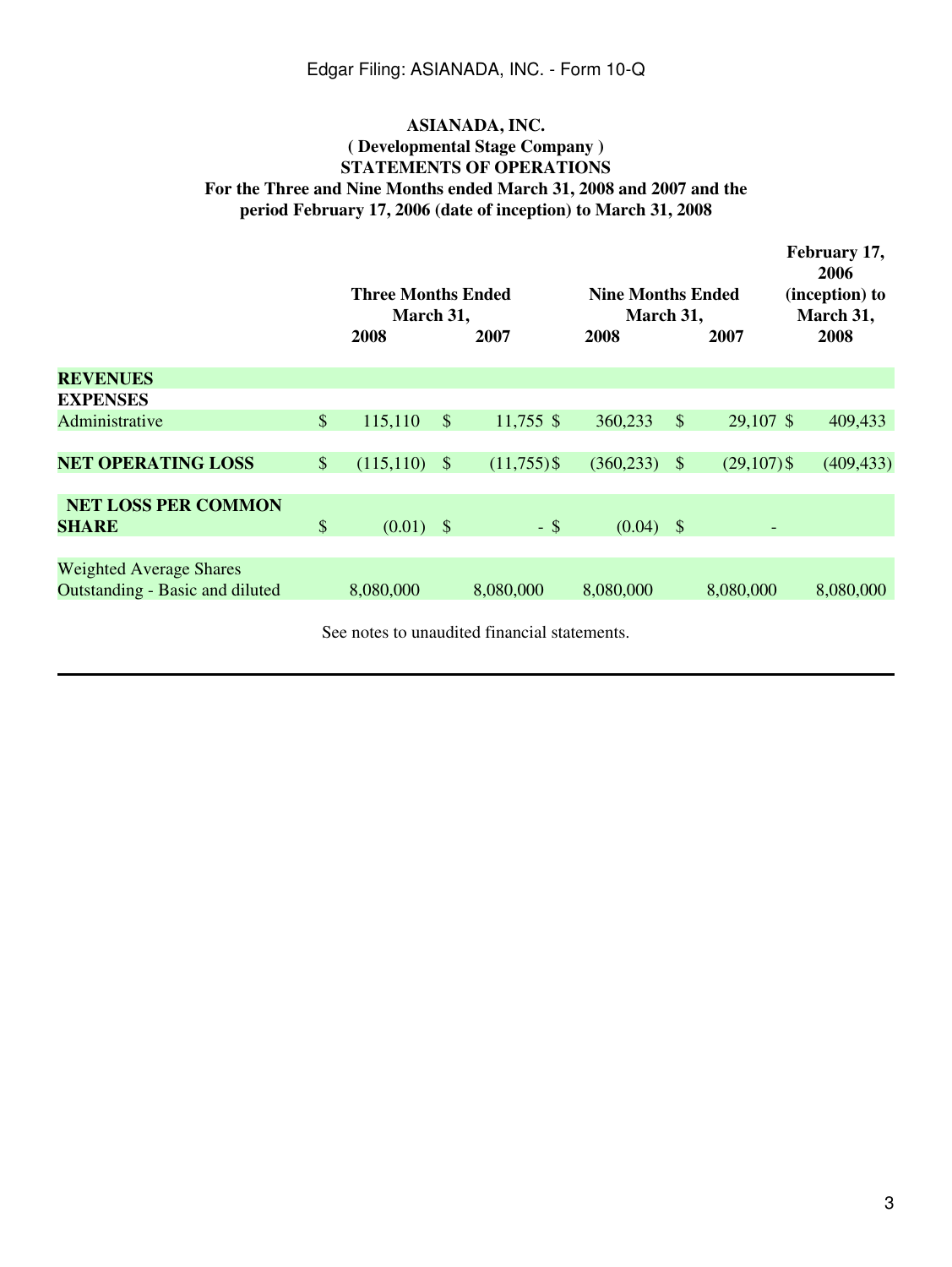**ASIANADA, INC.**
**( Developmental Stage Company )**
**STATEMENTS OF OPERATIONS**
**For the Three and Nine Months ended March 31, 2008 and 2007 and the period February 17, 2006 (date of inception) to March 31, 2008**

| | Three Months Ended March 31, 2008 | Three Months Ended March 31, 2007 | Nine Months Ended March 31, 2008 | Nine Months Ended March 31, 2007 | February 17, 2006 (inception) to March 31, 2008 |
|---|---|---|---|---|---|
| **REVENUES** | | | | | |
| **EXPENSES** | | | | | |
| Administrative | $ 115,110 | $ 11,755 | $ 360,233 | $ 29,107 | $ 409,433 |
| **NET OPERATING LOSS** | $ (115,110) | $ (11,755) | $ (360,233) | $ (29,107) | $ (409,433) |
| **NET LOSS PER COMMON SHARE** | $ (0.01) | $ - | $ (0.04) | $ - | |
| Weighted Average Shares Outstanding - Basic and diluted | 8,080,000 | 8,080,000 | 8,080,000 | 8,080,000 | 8,080,000 |

See notes to unaudited financial statements.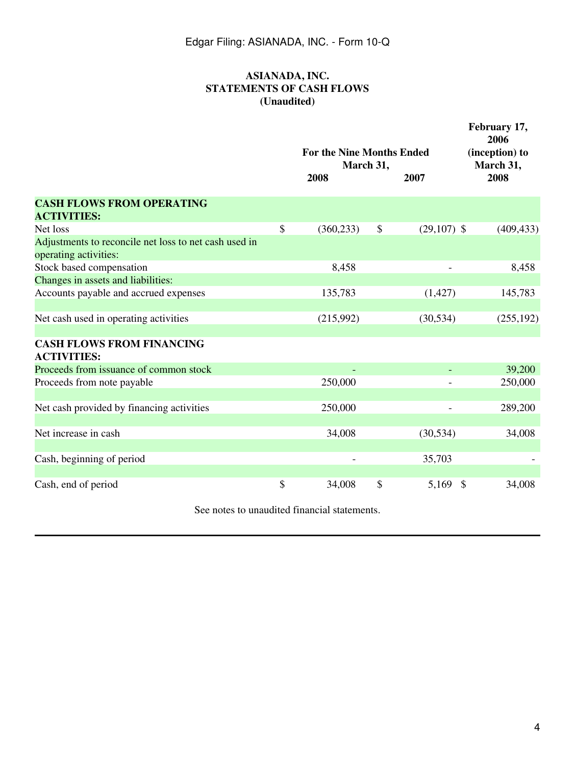Edgar Filing: ASIANADA, INC. - Form 10-Q

**ASIANADA, INC.**
**STATEMENTS OF CASH FLOWS**
**(Unaudited)**

| | For the Nine Months Ended March 31, 2008 | For the Nine Months Ended March 31, 2007 | February 17, 2006 (inception) to March 31, 2008 |
|---|---|---|---|
| **CASH FLOWS FROM OPERATING ACTIVITIES:** | | | |
| Net loss | $ (360,233) | $ (29,107) | $ (409,433) |
| Adjustments to reconcile net loss to net cash used in operating activities: | | | |
| Stock based compensation | 8,458 | - | 8,458 |
| Changes in assets and liabilities: | | | |
| Accounts payable and accrued expenses | 135,783 | (1,427) | 145,783 |
| Net cash used in operating activities | (215,992) | (30,534) | (255,192) |
| **CASH FLOWS FROM FINANCING ACTIVITIES:** | | | |
| Proceeds from issuance of common stock | - | - | 39,200 |
| Proceeds from note payable | 250,000 | - | 250,000 |
| Net cash provided by financing activities | 250,000 | - | 289,200 |
| Net increase in cash | 34,008 | (30,534) | 34,008 |
| Cash, beginning of period | - | 35,703 | - |
| Cash, end of period | $ 34,008 | $ 5,169 | $ 34,008 |

See notes to unaudited financial statements.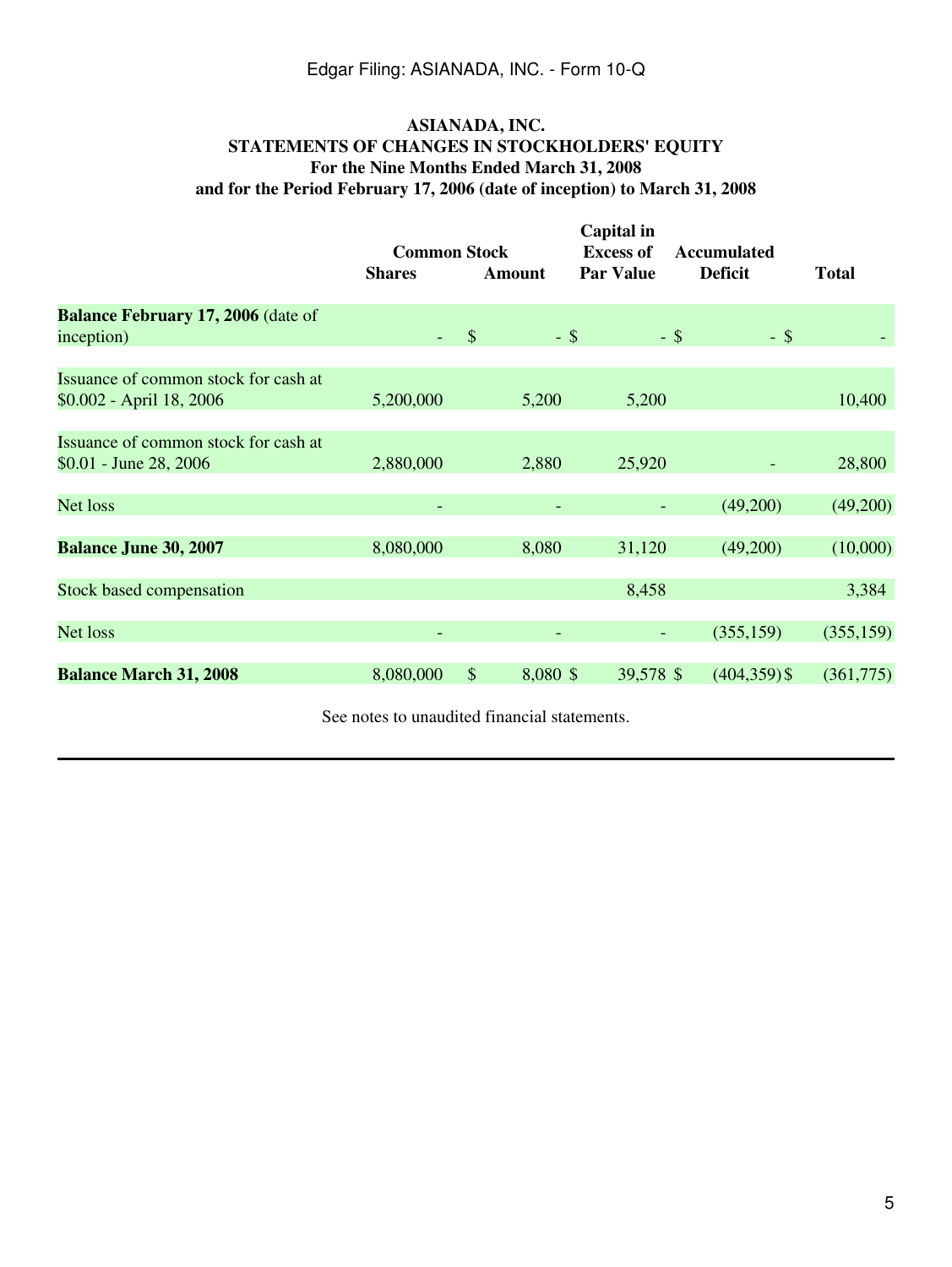## ASIANADA, INC.
## STATEMENTS OF CHANGES IN STOCKHOLDERS' EQUITY
## For the Nine Months Ended March 31, 2008
## and for the Period February 17, 2006 (date of inception) to March 31, 2008

| | Common Stock | | Capital in Excess of | Accumulated | |
|---|---|---|---|---|---|
| | Shares | Amount | Par Value | Deficit | Total |
| **Balance February 17, 2006** (date of inception) | - | $ - | $ - | $ - | $ - |
| Issuance of common stock for cash at $0.002 - April 18, 2006 | 5,200,000 | 5,200 | 5,200 | | 10,400 |
| Issuance of common stock for cash at $0.01 - June 28, 2006 | 2,880,000 | 2,880 | 25,920 | - | 28,800 |
| Net loss | - | - | - | (49,200) | (49,200) |
| **Balance June 30, 2007** | 8,080,000 | 8,080 | 31,120 | (49,200) | (10,000) |
| Stock based compensation | | | 8,458 | | 3,384 |
| Net loss | - | - | - | (355,159) | (355,159) |
| **Balance March 31, 2008** | 8,080,000 | $ 8,080 | $ 39,578 | $ (404,359) | $ (361,775) |

See notes to unaudited financial statements.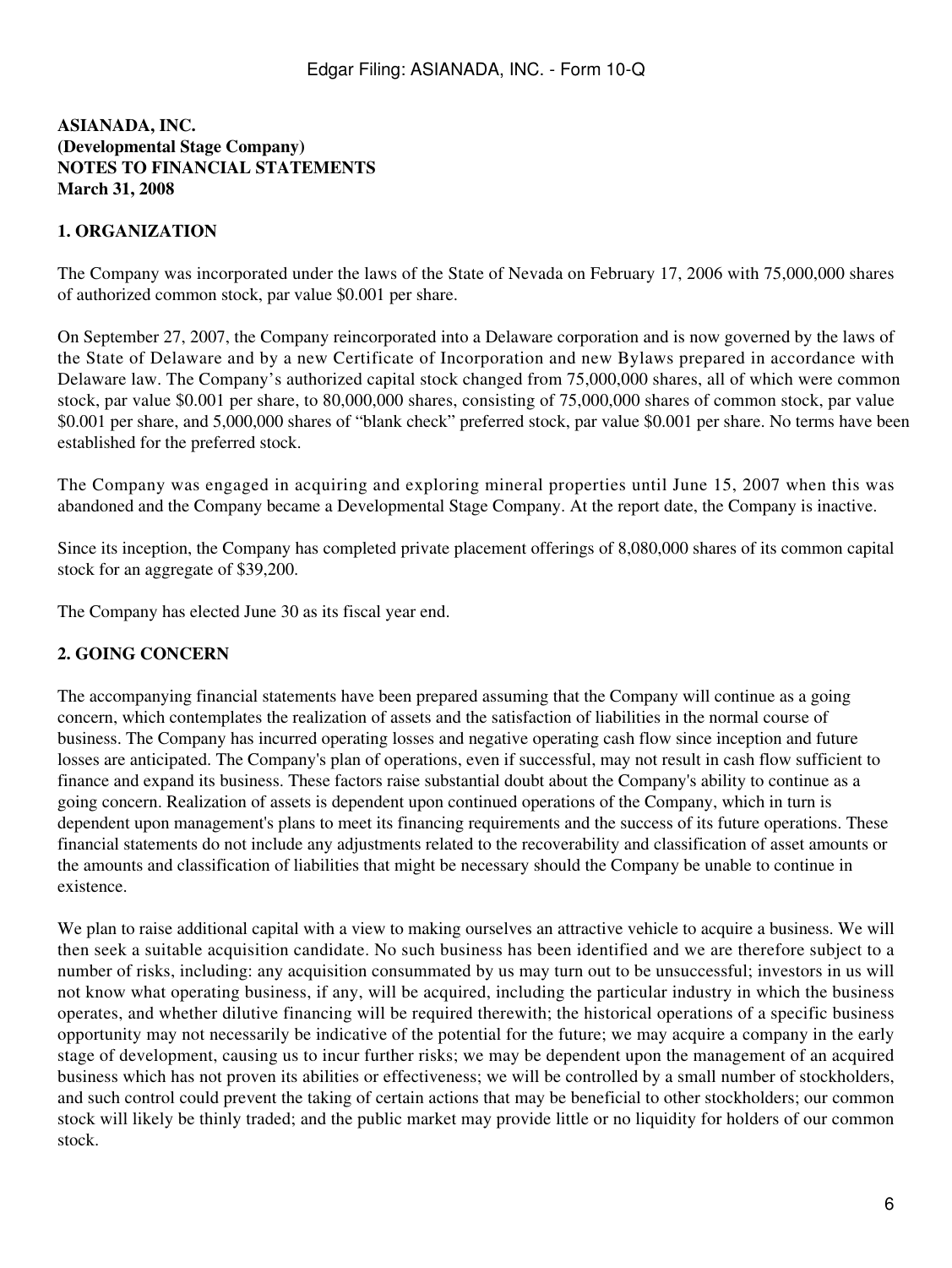**ASIANADA, INC.**
**(Developmental Stage Company)**
**NOTES TO FINANCIAL STATEMENTS**
**March 31, 2008**

**1. ORGANIZATION**

The Company was incorporated under the laws of the State of Nevada on February 17, 2006 with 75,000,000 shares of authorized common stock, par value $0.001 per share.

On September 27, 2007, the Company reincorporated into a Delaware corporation and is now governed by the laws of the State of Delaware and by a new Certificate of Incorporation and new Bylaws prepared in accordance with Delaware law. The Company's authorized capital stock changed from 75,000,000 shares, all of which were common stock, par value $0.001 per share, to 80,000,000 shares, consisting of 75,000,000 shares of common stock, par value $0.001 per share, and 5,000,000 shares of "blank check" preferred stock, par value $0.001 per share. No terms have been established for the preferred stock.

The Company was engaged in acquiring and exploring mineral properties until June 15, 2007 when this was abandoned and the Company became a Developmental Stage Company. At the report date, the Company is inactive.

Since its inception, the Company has completed private placement offerings of 8,080,000 shares of its common capital stock for an aggregate of $39,200.

The Company has elected June 30 as its fiscal year end.

**2. GOING CONCERN**

The accompanying financial statements have been prepared assuming that the Company will continue as a going concern, which contemplates the realization of assets and the satisfaction of liabilities in the normal course of business. The Company has incurred operating losses and negative operating cash flow since inception and future losses are anticipated. The Company's plan of operations, even if successful, may not result in cash flow sufficient to finance and expand its business. These factors raise substantial doubt about the Company's ability to continue as a going concern. Realization of assets is dependent upon continued operations of the Company, which in turn is dependent upon management's plans to meet its financing requirements and the success of its future operations. These financial statements do not include any adjustments related to the recoverability and classification of asset amounts or the amounts and classification of liabilities that might be necessary should the Company be unable to continue in existence.

We plan to raise additional capital with a view to making ourselves an attractive vehicle to acquire a business. We will then seek a suitable acquisition candidate. No such business has been identified and we are therefore subject to a number of risks, including: any acquisition consummated by us may turn out to be unsuccessful; investors in us will not know what operating business, if any, will be acquired, including the particular industry in which the business operates, and whether dilutive financing will be required therewith; the historical operations of a specific business opportunity may not necessarily be indicative of the potential for the future; we may acquire a company in the early stage of development, causing us to incur further risks; we may be dependent upon the management of an acquired business which has not proven its abilities or effectiveness; we will be controlled by a small number of stockholders, and such control could prevent the taking of certain actions that may be beneficial to other stockholders; our common stock will likely be thinly traded; and the public market may provide little or no liquidity for holders of our common stock.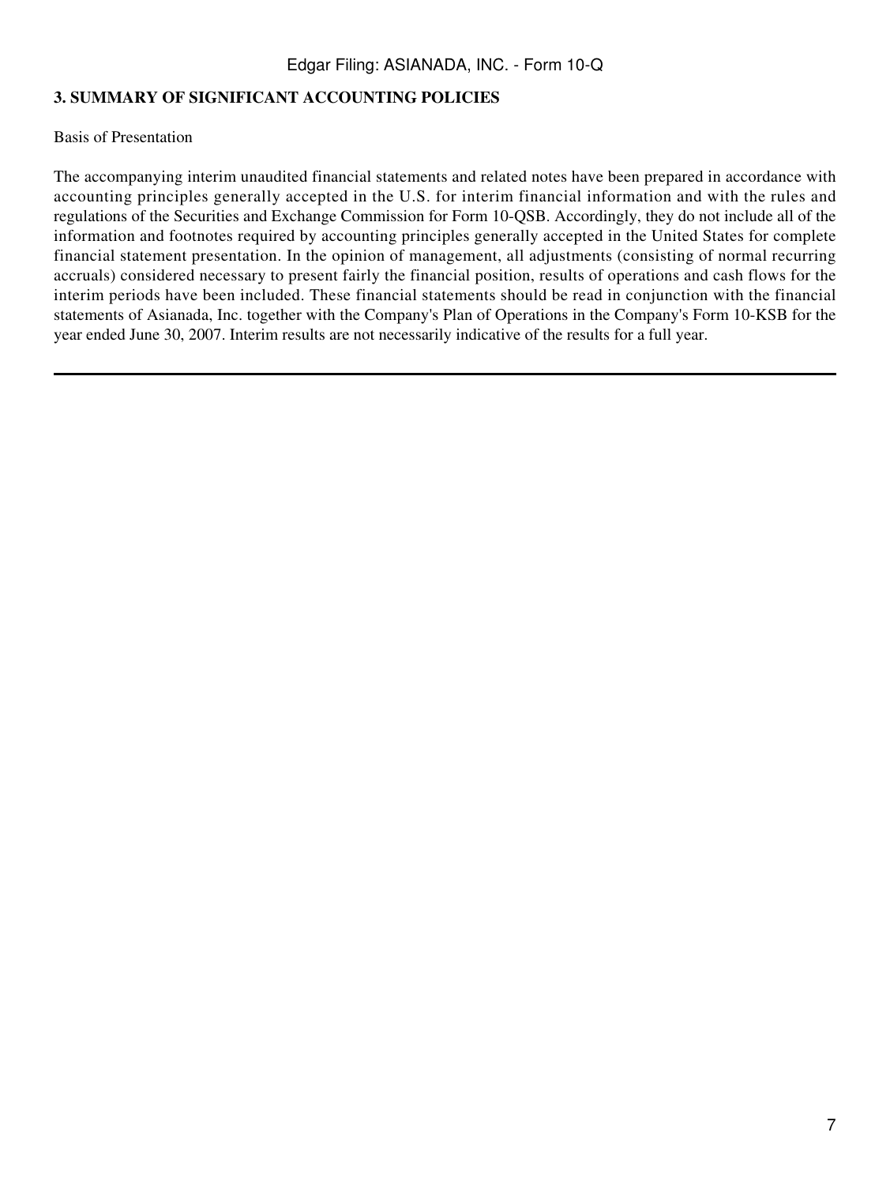## 3. SUMMARY OF SIGNIFICANT ACCOUNTING POLICIES

Basis of Presentation

The accompanying interim unaudited financial statements and related notes have been prepared in accordance with accounting principles generally accepted in the U.S. for interim financial information and with the rules and regulations of the Securities and Exchange Commission for Form 10-QSB. Accordingly, they do not include all of the information and footnotes required by accounting principles generally accepted in the United States for complete financial statement presentation. In the opinion of management, all adjustments (consisting of normal recurring accruals) considered necessary to present fairly the financial position, results of operations and cash flows for the interim periods have been included. These financial statements should be read in conjunction with the financial statements of Asianada, Inc. together with the Company's Plan of Operations in the Company's Form 10-KSB for the year ended June 30, 2007. Interim results are not necessarily indicative of the results for a full year.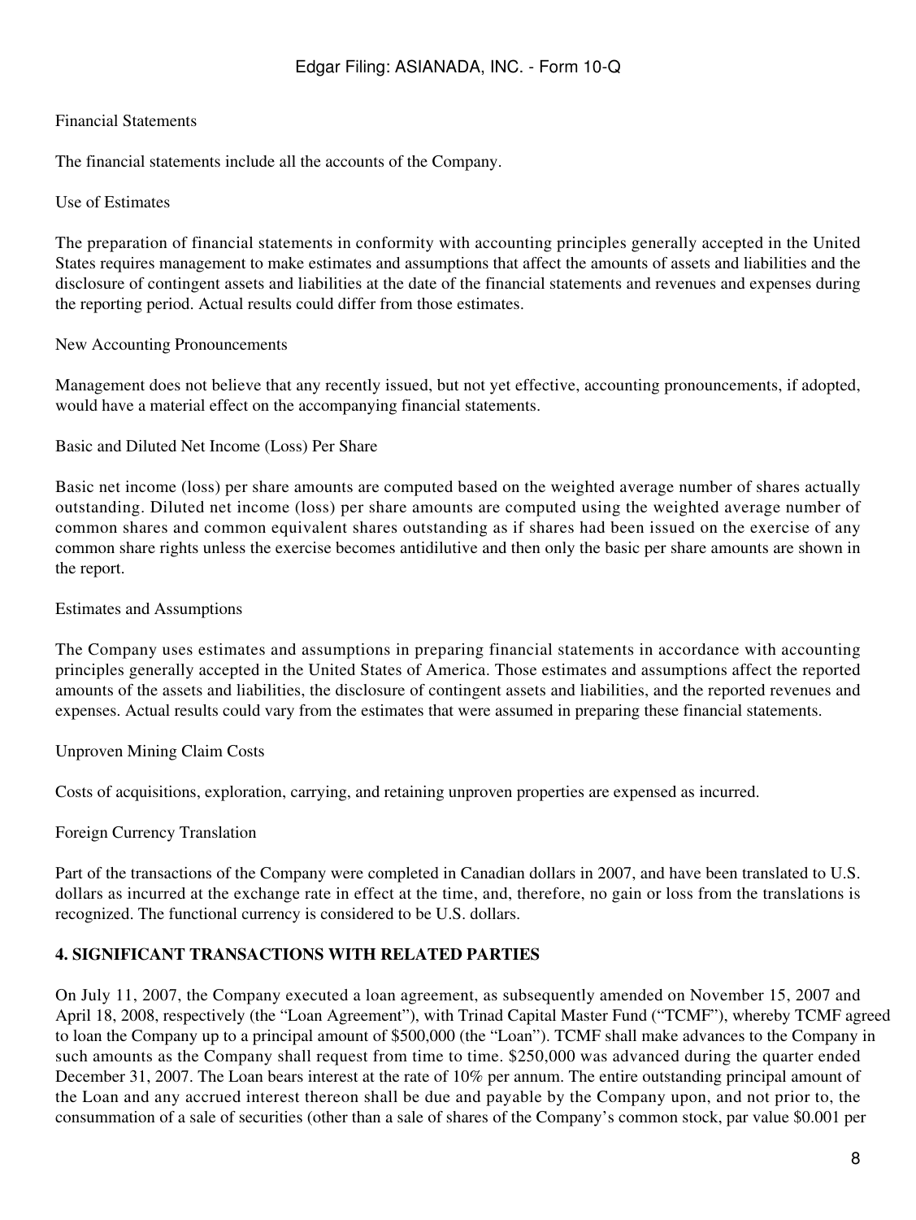Financial Statements

The financial statements include all the accounts of the Company.

Use of Estimates

The preparation of financial statements in conformity with accounting principles generally accepted in the United States requires management to make estimates and assumptions that affect the amounts of assets and liabilities and the disclosure of contingent assets and liabilities at the date of the financial statements and revenues and expenses during the reporting period. Actual results could differ from those estimates.

New Accounting Pronouncements

Management does not believe that any recently issued, but not yet effective, accounting pronouncements, if adopted, would have a material effect on the accompanying financial statements.

Basic and Diluted Net Income (Loss) Per Share

Basic net income (loss) per share amounts are computed based on the weighted average number of shares actually outstanding. Diluted net income (loss) per share amounts are computed using the weighted average number of common shares and common equivalent shares outstanding as if shares had been issued on the exercise of any common share rights unless the exercise becomes antidilutive and then only the basic per share amounts are shown in the report.

Estimates and Assumptions

The Company uses estimates and assumptions in preparing financial statements in accordance with accounting principles generally accepted in the United States of America. Those estimates and assumptions affect the reported amounts of the assets and liabilities, the disclosure of contingent assets and liabilities, and the reported revenues and expenses. Actual results could vary from the estimates that were assumed in preparing these financial statements.

Unproven Mining Claim Costs

Costs of acquisitions, exploration, carrying, and retaining unproven properties are expensed as incurred.

Foreign Currency Translation

Part of the transactions of the Company were completed in Canadian dollars in 2007, and have been translated to U.S. dollars as incurred at the exchange rate in effect at the time, and, therefore, no gain or loss from the translations is recognized. The functional currency is considered to be U.S. dollars.

## 4. SIGNIFICANT TRANSACTIONS WITH RELATED PARTIES

On July 11, 2007, the Company executed a loan agreement, as subsequently amended on November 15, 2007 and April 18, 2008, respectively (the "Loan Agreement"), with Trinad Capital Master Fund ("TCMF"), whereby TCMF agreed to loan the Company up to a principal amount of $500,000 (the "Loan"). TCMF shall make advances to the Company in such amounts as the Company shall request from time to time. $250,000 was advanced during the quarter ended December 31, 2007. The Loan bears interest at the rate of 10% per annum. The entire outstanding principal amount of the Loan and any accrued interest thereon shall be due and payable by the Company upon, and not prior to, the consummation of a sale of securities (other than a sale of shares of the Company's common stock, par value $0.001 per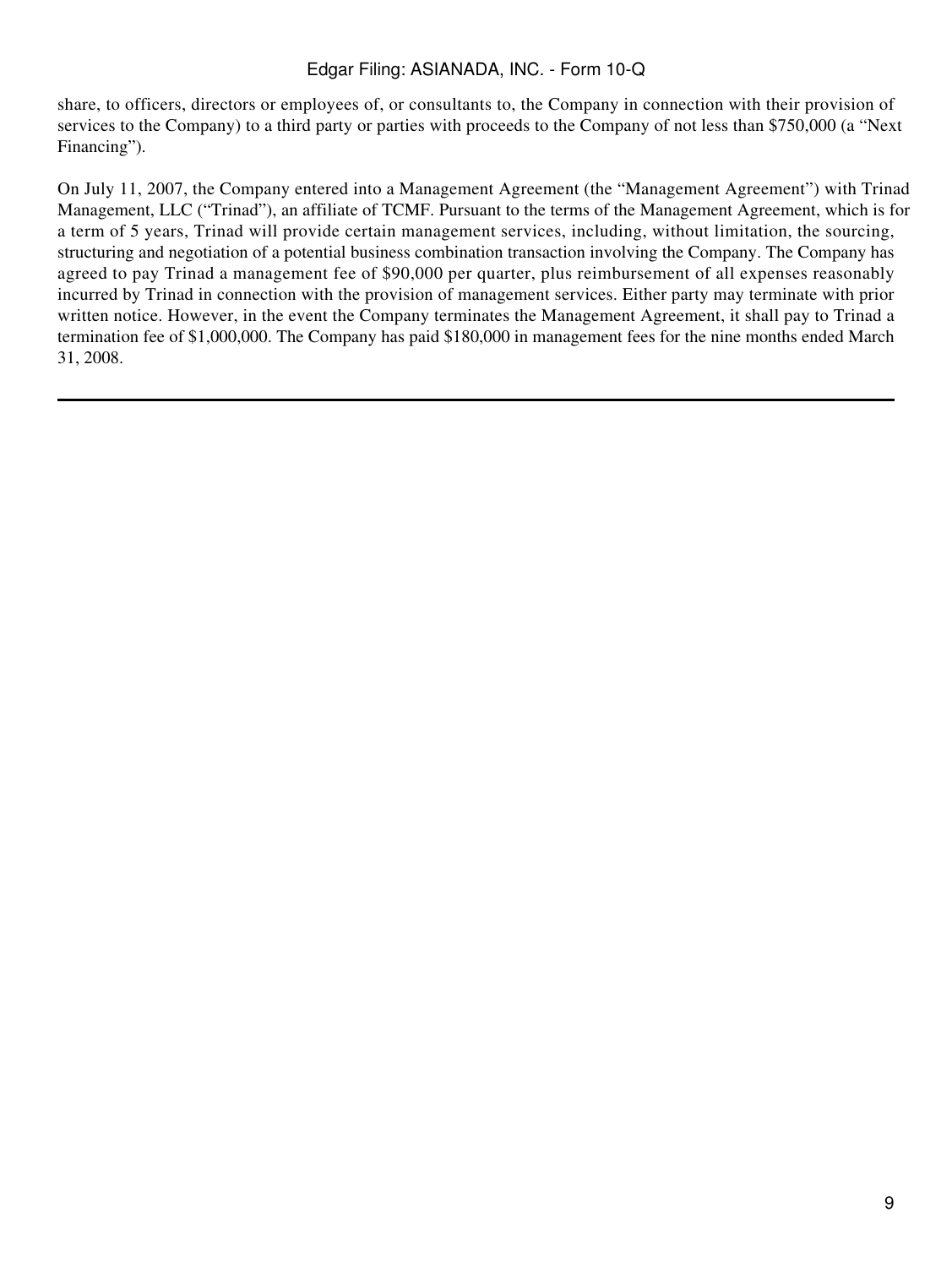share, to officers, directors or employees of, or consultants to, the Company in connection with their provision of services to the Company) to a third party or parties with proceeds to the Company of not less than $750,000 (a "Next Financing").

On July 11, 2007, the Company entered into a Management Agreement (the "Management Agreement") with Trinad Management, LLC ("Trinad"), an affiliate of TCMF. Pursuant to the terms of the Management Agreement, which is for a term of 5 years, Trinad will provide certain management services, including, without limitation, the sourcing, structuring and negotiation of a potential business combination transaction involving the Company. The Company has agreed to pay Trinad a management fee of $90,000 per quarter, plus reimbursement of all expenses reasonably incurred by Trinad in connection with the provision of management services. Either party may terminate with prior written notice. However, in the event the Company terminates the Management Agreement, it shall pay to Trinad a termination fee of $1,000,000. The Company has paid $180,000 in management fees for the nine months ended March 31, 2008.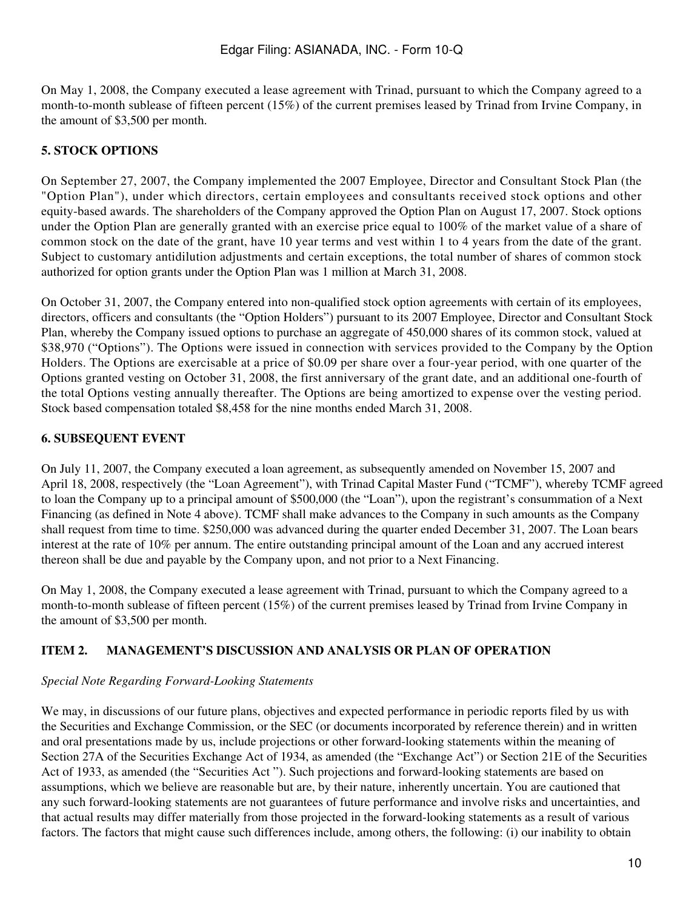On May 1, 2008, the Company executed a lease agreement with Trinad, pursuant to which the Company agreed to a month-to-month sublease of fifteen percent (15%) of the current premises leased by Trinad from Irvine Company, in the amount of $3,500 per month.

## 5. STOCK OPTIONS

On September 27, 2007, the Company implemented the 2007 Employee, Director and Consultant Stock Plan (the "Option Plan"), under which directors, certain employees and consultants received stock options and other equity-based awards. The shareholders of the Company approved the Option Plan on August 17, 2007. Stock options under the Option Plan are generally granted with an exercise price equal to 100% of the market value of a share of common stock on the date of the grant, have 10 year terms and vest within 1 to 4 years from the date of the grant. Subject to customary antidilution adjustments and certain exceptions, the total number of shares of common stock authorized for option grants under the Option Plan was 1 million at March 31, 2008.

On October 31, 2007, the Company entered into non-qualified stock option agreements with certain of its employees, directors, officers and consultants (the "Option Holders") pursuant to its 2007 Employee, Director and Consultant Stock Plan, whereby the Company issued options to purchase an aggregate of 450,000 shares of its common stock, valued at $38,970 ("Options"). The Options were issued in connection with services provided to the Company by the Option Holders. The Options are exercisable at a price of $0.09 per share over a four-year period, with one quarter of the Options granted vesting on October 31, 2008, the first anniversary of the grant date, and an additional one-fourth of the total Options vesting annually thereafter. The Options are being amortized to expense over the vesting period. Stock based compensation totaled $8,458 for the nine months ended March 31, 2008.

## 6. SUBSEQUENT EVENT

On July 11, 2007, the Company executed a loan agreement, as subsequently amended on November 15, 2007 and April 18, 2008, respectively (the "Loan Agreement"), with Trinad Capital Master Fund ("TCMF"), whereby TCMF agreed to loan the Company up to a principal amount of $500,000 (the "Loan"), upon the registrant's consummation of a Next Financing (as defined in Note 4 above). TCMF shall make advances to the Company in such amounts as the Company shall request from time to time. $250,000 was advanced during the quarter ended December 31, 2007. The Loan bears interest at the rate of 10% per annum. The entire outstanding principal amount of the Loan and any accrued interest thereon shall be due and payable by the Company upon, and not prior to a Next Financing.

On May 1, 2008, the Company executed a lease agreement with Trinad, pursuant to which the Company agreed to a month-to-month sublease of fifteen percent (15%) of the current premises leased by Trinad from Irvine Company in the amount of $3,500 per month.

## ITEM 2. MANAGEMENT'S DISCUSSION AND ANALYSIS OR PLAN OF OPERATION

*Special Note Regarding Forward-Looking Statements*

We may, in discussions of our future plans, objectives and expected performance in periodic reports filed by us with the Securities and Exchange Commission, or the SEC (or documents incorporated by reference therein) and in written and oral presentations made by us, include projections or other forward-looking statements within the meaning of Section 27A of the Securities Exchange Act of 1934, as amended (the "Exchange Act") or Section 21E of the Securities Act of 1933, as amended (the "Securities Act "). Such projections and forward-looking statements are based on assumptions, which we believe are reasonable but are, by their nature, inherently uncertain. You are cautioned that any such forward-looking statements are not guarantees of future performance and involve risks and uncertainties, and that actual results may differ materially from those projected in the forward-looking statements as a result of various factors. The factors that might cause such differences include, among others, the following: (i) our inability to obtain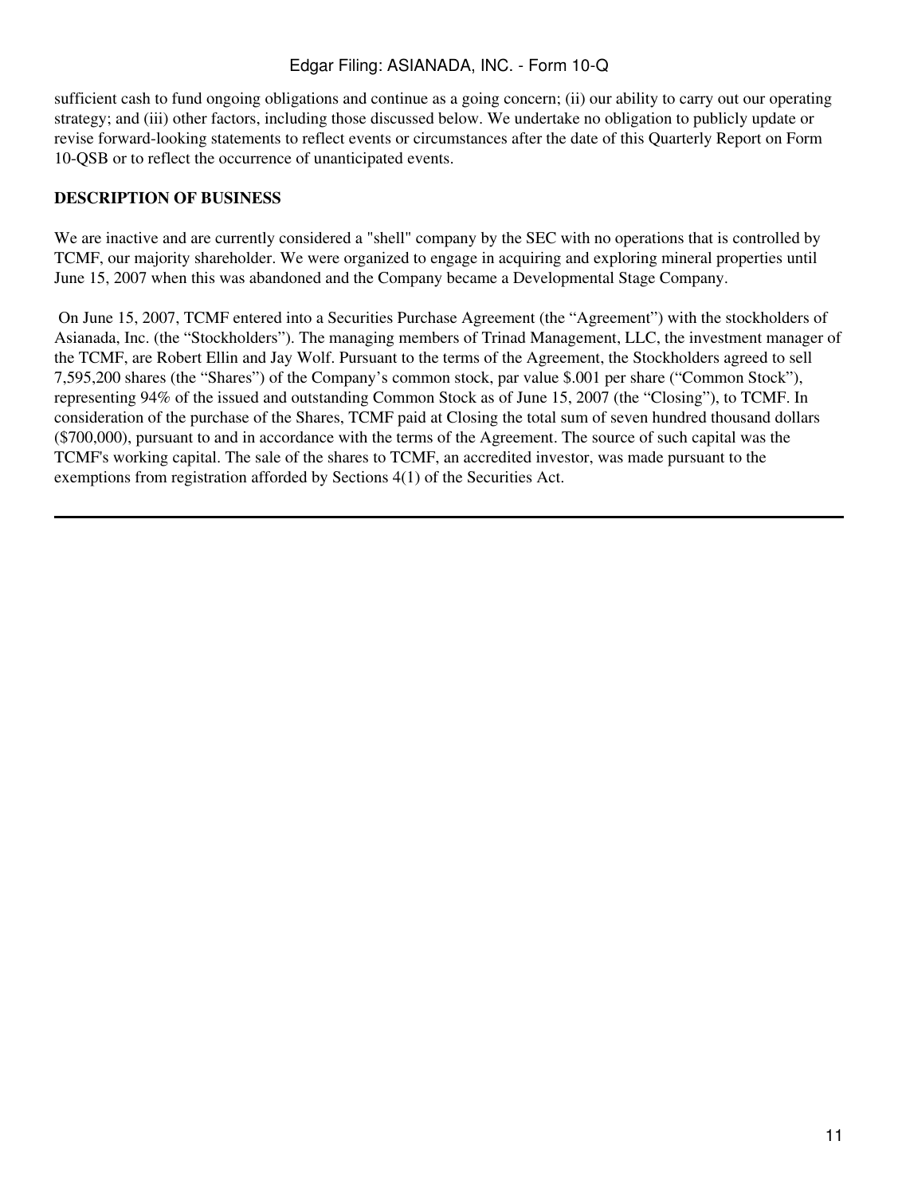sufficient cash to fund ongoing obligations and continue as a going concern; (ii) our ability to carry out our operating strategy; and (iii) other factors, including those discussed below. We undertake no obligation to publicly update or revise forward-looking statements to reflect events or circumstances after the date of this Quarterly Report on Form 10-QSB or to reflect the occurrence of unanticipated events.

**DESCRIPTION OF BUSINESS**

We are inactive and are currently considered a "shell" company by the SEC with no operations that is controlled by TCMF, our majority shareholder. We were organized to engage in acquiring and exploring mineral properties until June 15, 2007 when this was abandoned and the Company became a Developmental Stage Company.

On June 15, 2007, TCMF entered into a Securities Purchase Agreement (the "Agreement") with the stockholders of Asianada, Inc. (the "Stockholders"). The managing members of Trinad Management, LLC, the investment manager of the TCMF, are Robert Ellin and Jay Wolf. Pursuant to the terms of the Agreement, the Stockholders agreed to sell 7,595,200 shares (the "Shares") of the Company's common stock, par value $.001 per share ("Common Stock"), representing 94% of the issued and outstanding Common Stock as of June 15, 2007 (the "Closing"), to TCMF. In consideration of the purchase of the Shares, TCMF paid at Closing the total sum of seven hundred thousand dollars ($700,000), pursuant to and in accordance with the terms of the Agreement. The source of such capital was the TCMF's working capital. The sale of the shares to TCMF, an accredited investor, was made pursuant to the exemptions from registration afforded by Sections 4(1) of the Securities Act.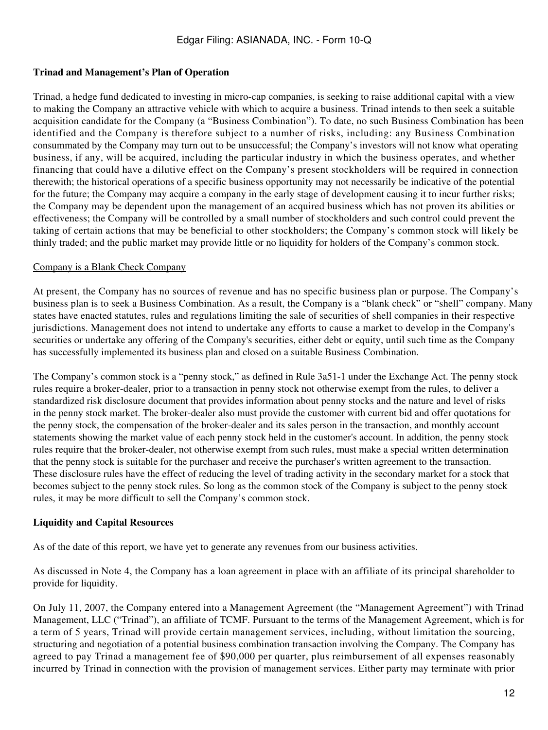**Trinad and Management's Plan of Operation**

Trinad, a hedge fund dedicated to investing in micro-cap companies, is seeking to raise additional capital with a view to making the Company an attractive vehicle with which to acquire a business. Trinad intends to then seek a suitable acquisition candidate for the Company (a "Business Combination"). To date, no such Business Combination has been identified and the Company is therefore subject to a number of risks, including: any Business Combination consummated by the Company may turn out to be unsuccessful; the Company's investors will not know what operating business, if any, will be acquired, including the particular industry in which the business operates, and whether financing that could have a dilutive effect on the Company's present stockholders will be required in connection therewith; the historical operations of a specific business opportunity may not necessarily be indicative of the potential for the future; the Company may acquire a company in the early stage of development causing it to incur further risks; the Company may be dependent upon the management of an acquired business which has not proven its abilities or effectiveness; the Company will be controlled by a small number of stockholders and such control could prevent the taking of certain actions that may be beneficial to other stockholders; the Company's common stock will likely be thinly traded; and the public market may provide little or no liquidity for holders of the Company's common stock.

Company is a Blank Check Company

At present, the Company has no sources of revenue and has no specific business plan or purpose. The Company's business plan is to seek a Business Combination. As a result, the Company is a "blank check" or "shell" company. Many states have enacted statutes, rules and regulations limiting the sale of securities of shell companies in their respective jurisdictions. Management does not intend to undertake any efforts to cause a market to develop in the Company's securities or undertake any offering of the Company's securities, either debt or equity, until such time as the Company has successfully implemented its business plan and closed on a suitable Business Combination.

The Company's common stock is a "penny stock," as defined in Rule 3a51-1 under the Exchange Act. The penny stock rules require a broker-dealer, prior to a transaction in penny stock not otherwise exempt from the rules, to deliver a standardized risk disclosure document that provides information about penny stocks and the nature and level of risks in the penny stock market. The broker-dealer also must provide the customer with current bid and offer quotations for the penny stock, the compensation of the broker-dealer and its sales person in the transaction, and monthly account statements showing the market value of each penny stock held in the customer's account. In addition, the penny stock rules require that the broker-dealer, not otherwise exempt from such rules, must make a special written determination that the penny stock is suitable for the purchaser and receive the purchaser's written agreement to the transaction. These disclosure rules have the effect of reducing the level of trading activity in the secondary market for a stock that becomes subject to the penny stock rules. So long as the common stock of the Company is subject to the penny stock rules, it may be more difficult to sell the Company's common stock.

**Liquidity and Capital Resources**

As of the date of this report, we have yet to generate any revenues from our business activities.

As discussed in Note 4, the Company has a loan agreement in place with an affiliate of its principal shareholder to provide for liquidity.

On July 11, 2007, the Company entered into a Management Agreement (the "Management Agreement") with Trinad Management, LLC ("Trinad"), an affiliate of TCMF. Pursuant to the terms of the Management Agreement, which is for a term of 5 years, Trinad will provide certain management services, including, without limitation the sourcing, structuring and negotiation of a potential business combination transaction involving the Company. The Company has agreed to pay Trinad a management fee of $90,000 per quarter, plus reimbursement of all expenses reasonably incurred by Trinad in connection with the provision of management services. Either party may terminate with prior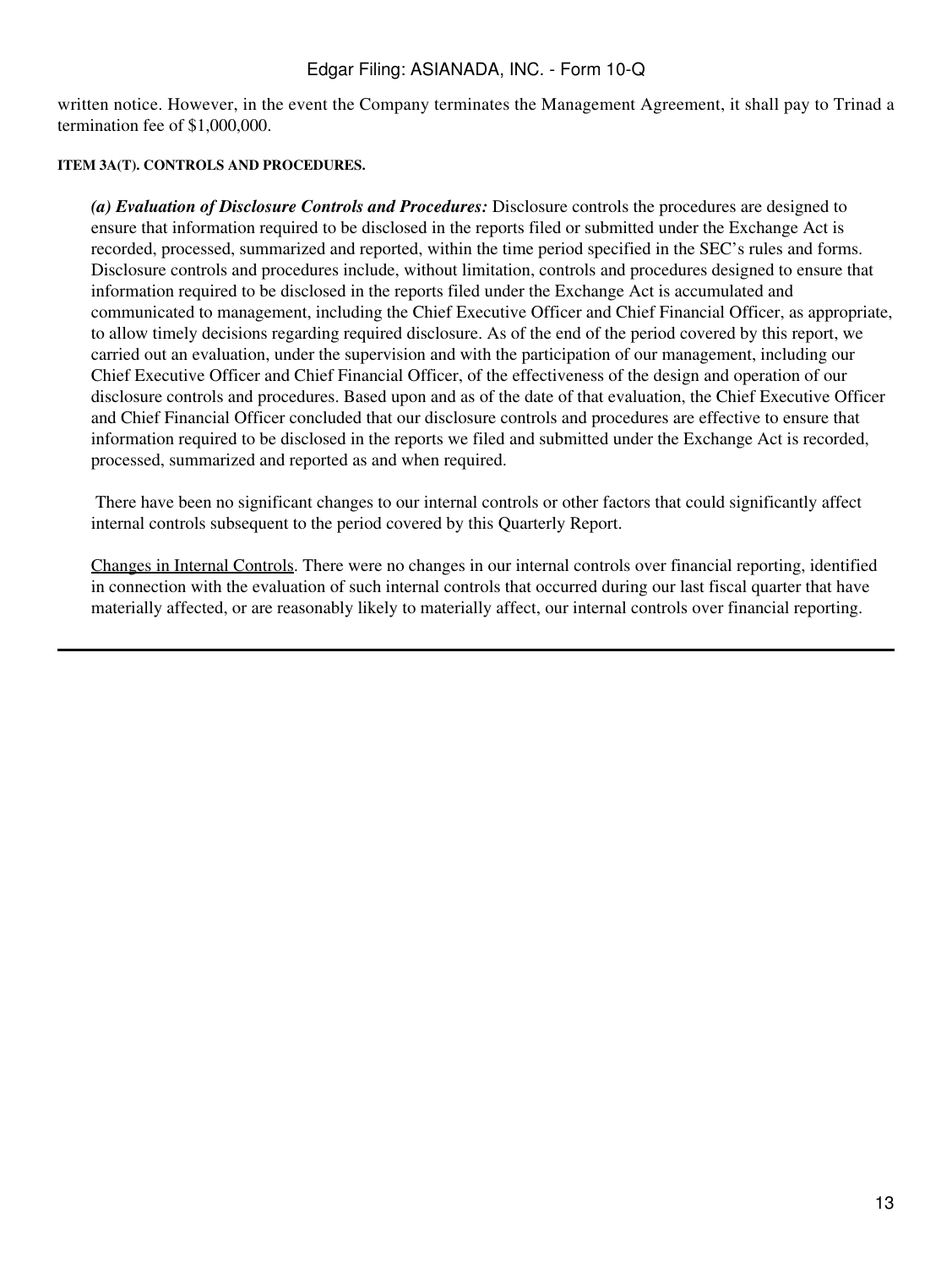written notice. However, in the event the Company terminates the Management Agreement, it shall pay to Trinad a termination fee of $1,000,000.

**ITEM 3A(T). CONTROLS AND PROCEDURES.**

***(a) Evaluation of Disclosure Controls and Procedures:*** Disclosure controls the procedures are designed to ensure that information required to be disclosed in the reports filed or submitted under the Exchange Act is recorded, processed, summarized and reported, within the time period specified in the SEC's rules and forms. Disclosure controls and procedures include, without limitation, controls and procedures designed to ensure that information required to be disclosed in the reports filed under the Exchange Act is accumulated and communicated to management, including the Chief Executive Officer and Chief Financial Officer, as appropriate, to allow timely decisions regarding required disclosure. As of the end of the period covered by this report, we carried out an evaluation, under the supervision and with the participation of our management, including our Chief Executive Officer and Chief Financial Officer, of the effectiveness of the design and operation of our disclosure controls and procedures. Based upon and as of the date of that evaluation, the Chief Executive Officer and Chief Financial Officer concluded that our disclosure controls and procedures are effective to ensure that information required to be disclosed in the reports we filed and submitted under the Exchange Act is recorded, processed, summarized and reported as and when required.

There have been no significant changes to our internal controls or other factors that could significantly affect internal controls subsequent to the period covered by this Quarterly Report.

Changes in Internal Controls. There were no changes in our internal controls over financial reporting, identified in connection with the evaluation of such internal controls that occurred during our last fiscal quarter that have materially affected, or are reasonably likely to materially affect, our internal controls over financial reporting.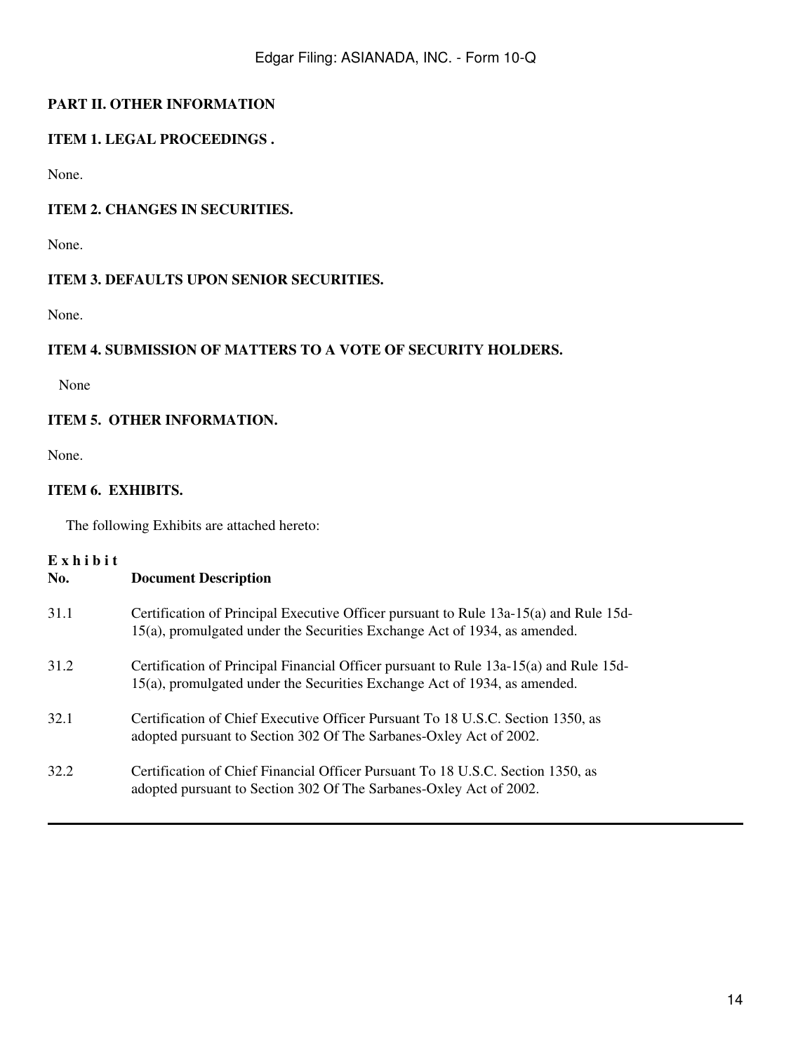## PART II. OTHER INFORMATION

### ITEM 1. LEGAL PROCEEDINGS .

None.

### ITEM 2. CHANGES IN SECURITIES.

None.

### ITEM 3. DEFAULTS UPON SENIOR SECURITIES.

None.

### ITEM 4. SUBMISSION OF MATTERS TO A VOTE OF SECURITY HOLDERS.

None

### ITEM 5. OTHER INFORMATION.

None.

### ITEM 6. EXHIBITS.

The following Exhibits are attached hereto:

| Exhibit No. | Document Description |
|---|---|
| 31.1 | Certification of Principal Executive Officer pursuant to Rule 13a-15(a) and Rule 15d-15(a), promulgated under the Securities Exchange Act of 1934, as amended. |
| 31.2 | Certification of Principal Financial Officer pursuant to Rule 13a-15(a) and Rule 15d-15(a), promulgated under the Securities Exchange Act of 1934, as amended. |
| 32.1 | Certification of Chief Executive Officer Pursuant To 18 U.S.C. Section 1350, as adopted pursuant to Section 302 Of The Sarbanes-Oxley Act of 2002. |
| 32.2 | Certification of Chief Financial Officer Pursuant To 18 U.S.C. Section 1350, as adopted pursuant to Section 302 Of The Sarbanes-Oxley Act of 2002. |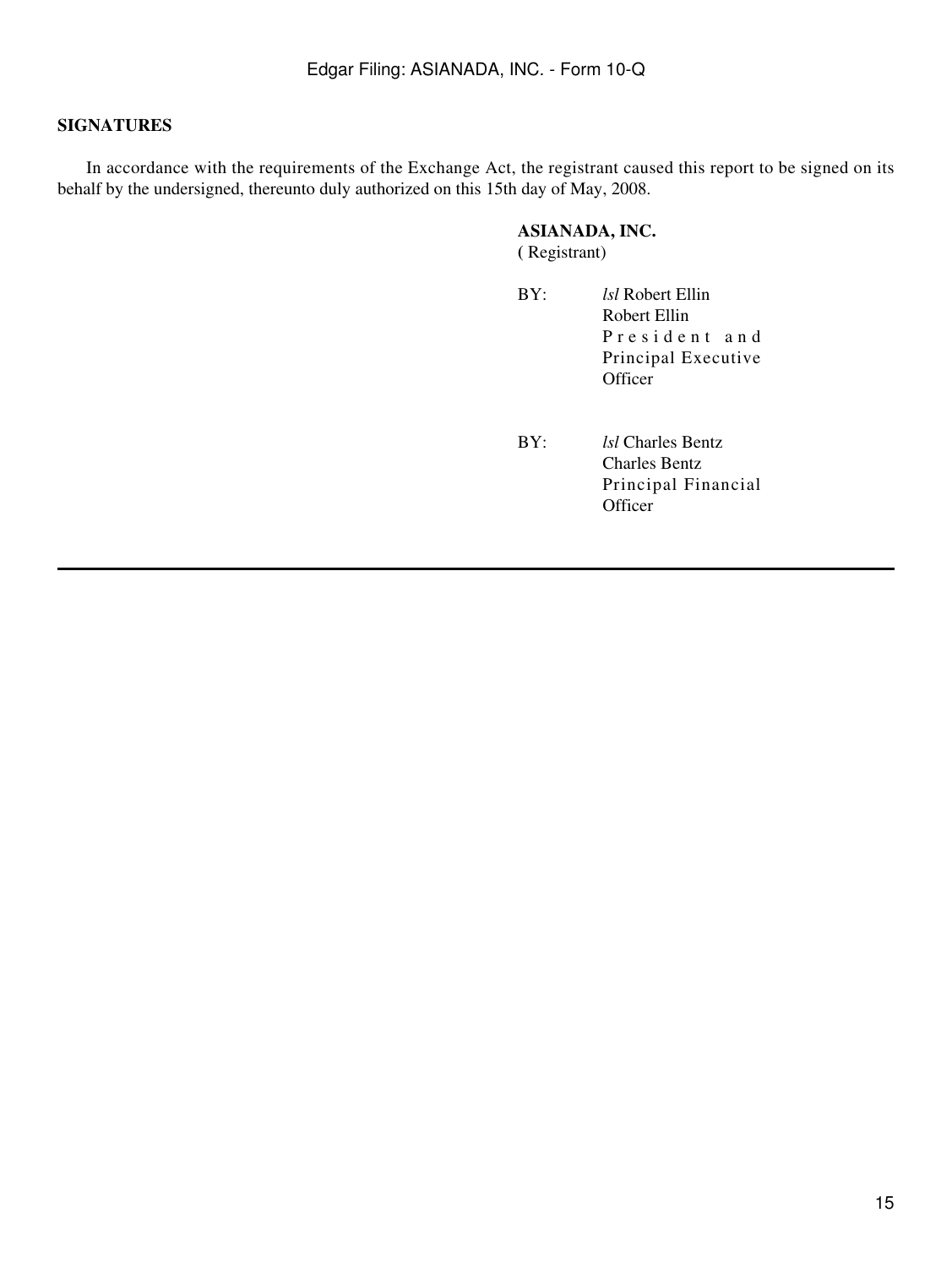**SIGNATURES**

In accordance with the requirements of the Exchange Act, the registrant caused this report to be signed on its behalf by the undersigned, thereunto duly authorized on this 15th day of May, 2008.

**ASIANADA, INC.**
(Registrant)

BY: *lsl* Robert Ellin
Robert Ellin
President and Principal Executive Officer

BY: *lsl* Charles Bentz
Charles Bentz
Principal Financial Officer